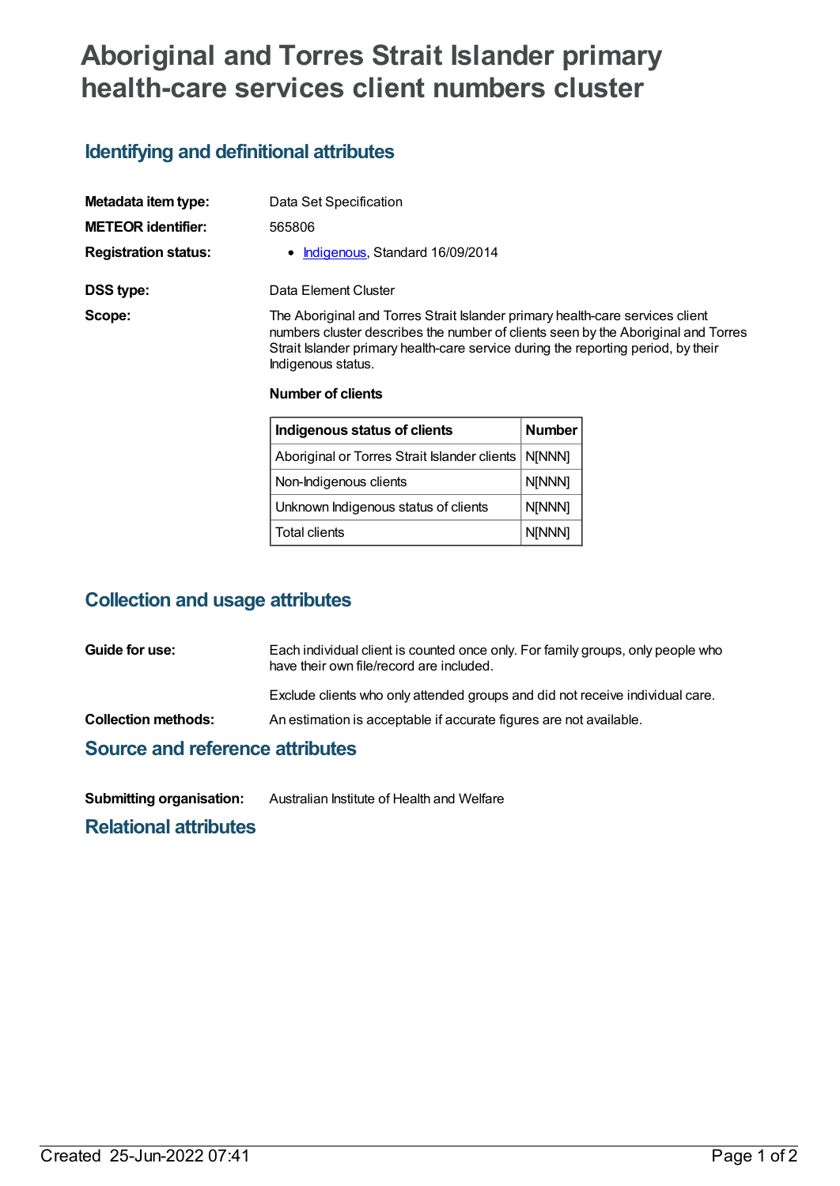# Aboriginal and Torres Strait Islander primary health-care services client numbers cluster

## Identifying and definitional attributes

**Metadata item type:** Data Set Specification

**METEOR identifier:** 565806

**Registration status:**
- Indigenous, Standard 16/09/2014

**DSS type:** Data Element Cluster

**Scope:** The Aboriginal and Torres Strait Islander primary health-care services client numbers cluster describes the number of clients seen by the Aboriginal and Torres Strait Islander primary health-care service during the reporting period, by their Indigenous status.

**Number of clients**

| Indigenous status of clients | Number |
|---|---|
| Aboriginal or Torres Strait Islander clients | N[NNN] |
| Non-Indigenous clients | N[NNN] |
| Unknown Indigenous status of clients | N[NNN] |
| Total clients | N[NNN] |

## Collection and usage attributes

**Guide for use:** Each individual client is counted once only. For family groups, only people who have their own file/record are included.

Exclude clients who only attended groups and did not receive individual care.

**Collection methods:** An estimation is acceptable if accurate figures are not available.

## Source and reference attributes

**Submitting organisation:** Australian Institute of Health and Welfare

## Relational attributes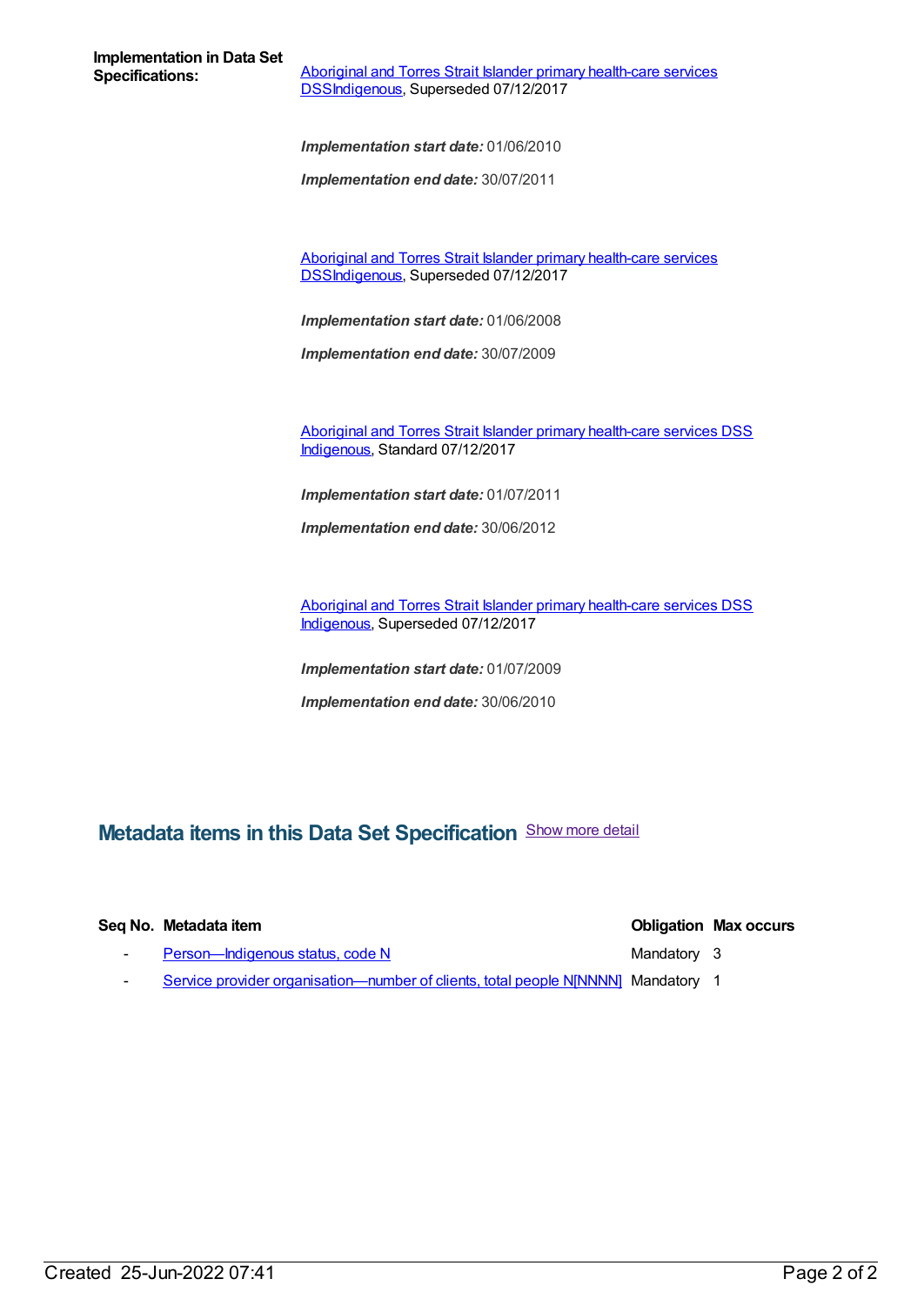**Implementation in Data Set Specifications:**

Aboriginal and Torres Strait Islander primary health-care services DSSIndigenous, Superseded 07/12/2017

***Implementation start date:*** 01/06/2010

***Implementation end date:*** 30/07/2011

Aboriginal and Torres Strait Islander primary health-care services DSSIndigenous, Superseded 07/12/2017

***Implementation start date:*** 01/06/2008

***Implementation end date:*** 30/07/2009

Aboriginal and Torres Strait Islander primary health-care services DSS Indigenous, Standard 07/12/2017

***Implementation start date:*** 01/07/2011

***Implementation end date:*** 30/06/2012

Aboriginal and Torres Strait Islander primary health-care services DSS Indigenous, Superseded 07/12/2017

***Implementation start date:*** 01/07/2009

***Implementation end date:*** 30/06/2010

## Metadata items in this Data Set Specification

Show more detail

| Seq No. | Metadata item | Obligation | Max occurs |
| --- | --- | --- | --- |
| - | Person—Indigenous status, code N | Mandatory | 3 |
| - | Service provider organisation—number of clients, total people N[NNNN] | Mandatory | 1 |